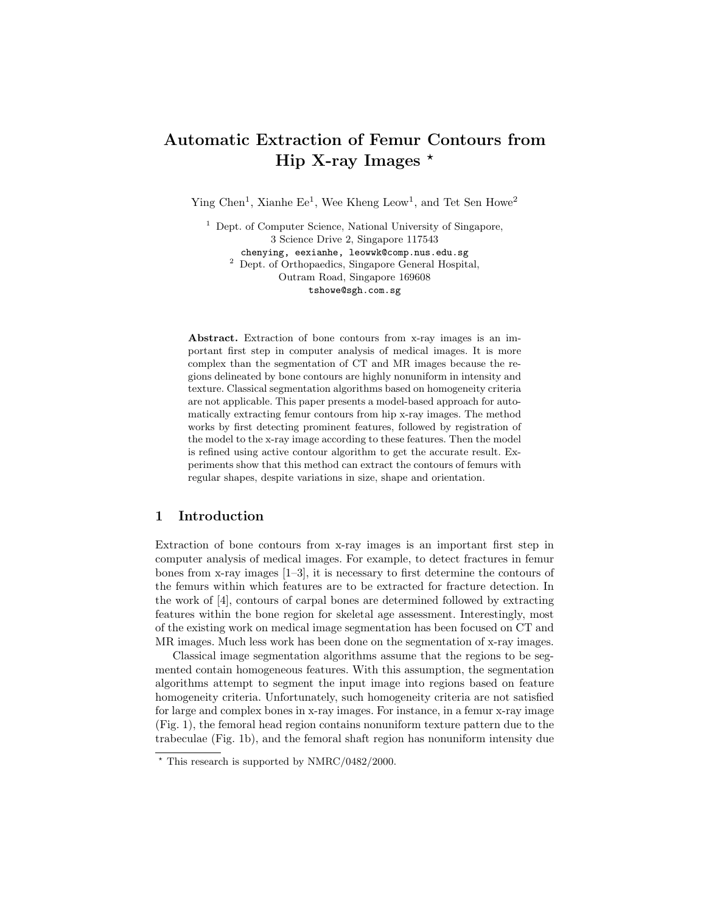# Automatic Extraction of Femur Contours from Hip X-ray Images *

Ying Chen[1], Xianhe Ee[1], Wee Kheng Leow[1], and Tet Sen Howe[2]

[1] Dept. of Computer Science, National University of Singapore,
3 Science Drive 2, Singapore 117543
chenying, eexianhe, leowwk@comp.nus.edu.sg

[2] Dept. of Orthopaedics, Singapore General Hospital,
Outram Road, Singapore 169608
tshowe@sgh.com.sg

**Abstract.** Extraction of bone contours from x-ray images is an important first step in computer analysis of medical images. It is more complex than the segmentation of CT and MR images because the regions delineated by bone contours are highly nonuniform in intensity and texture. Classical segmentation algorithms based on homogeneity criteria are not applicable. This paper presents a model-based approach for automatically extracting femur contours from hip x-ray images. The method works by first detecting prominent features, followed by registration of the model to the x-ray image according to these features. Then the model is refined using active contour algorithm to get the accurate result. Experiments show that this method can extract the contours of femurs with regular shapes, despite variations in size, shape and orientation.

## 1 Introduction

Extraction of bone contours from x-ray images is an important first step in computer analysis of medical images. For example, to detect fractures in femur bones from x-ray images [1–3], it is necessary to first determine the contours of the femurs within which features are to be extracted for fracture detection. In the work of [4], contours of carpal bones are determined followed by extracting features within the bone region for skeletal age assessment. Interestingly, most of the existing work on medical image segmentation has been focused on CT and MR images. Much less work has been done on the segmentation of x-ray images.

Classical image segmentation algorithms assume that the regions to be segmented contain homogeneous features. With this assumption, the segmentation algorithms attempt to segment the input image into regions based on feature homogeneity criteria. Unfortunately, such homogeneity criteria are not satisfied for large and complex bones in x-ray images. For instance, in a femur x-ray image (Fig. 1), the femoral head region contains nonuniform texture pattern due to the trabeculae (Fig. 1b), and the femoral shaft region has nonuniform intensity due

* This research is supported by NMRC/0482/2000.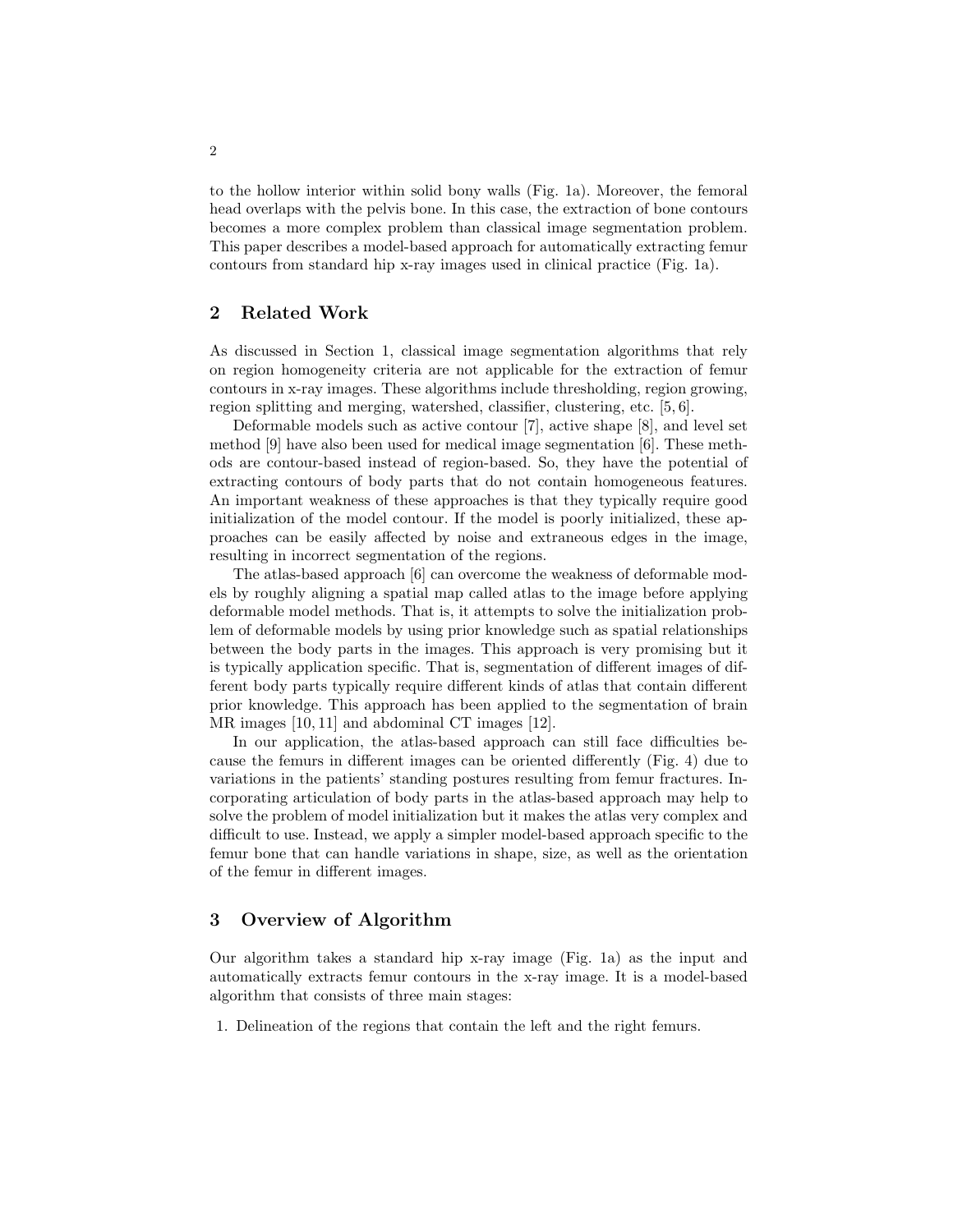to the hollow interior within solid bony walls (Fig. 1a). Moreover, the femoral head overlaps with the pelvis bone. In this case, the extraction of bone contours becomes a more complex problem than classical image segmentation problem. This paper describes a model-based approach for automatically extracting femur contours from standard hip x-ray images used in clinical practice (Fig. 1a).

## 2 Related Work

As discussed in Section 1, classical image segmentation algorithms that rely on region homogeneity criteria are not applicable for the extraction of femur contours in x-ray images. These algorithms include thresholding, region growing, region splitting and merging, watershed, classifier, clustering, etc. [5, 6].

Deformable models such as active contour [7], active shape [8], and level set method [9] have also been used for medical image segmentation [6]. These methods are contour-based instead of region-based. So, they have the potential of extracting contours of body parts that do not contain homogeneous features. An important weakness of these approaches is that they typically require good initialization of the model contour. If the model is poorly initialized, these approaches can be easily affected by noise and extraneous edges in the image, resulting in incorrect segmentation of the regions.

The atlas-based approach [6] can overcome the weakness of deformable models by roughly aligning a spatial map called atlas to the image before applying deformable model methods. That is, it attempts to solve the initialization problem of deformable models by using prior knowledge such as spatial relationships between the body parts in the images. This approach is very promising but it is typically application specific. That is, segmentation of different images of different body parts typically require different kinds of atlas that contain different prior knowledge. This approach has been applied to the segmentation of brain MR images [10, 11] and abdominal CT images [12].

In our application, the atlas-based approach can still face difficulties because the femurs in different images can be oriented differently (Fig. 4) due to variations in the patients' standing postures resulting from femur fractures. Incorporating articulation of body parts in the atlas-based approach may help to solve the problem of model initialization but it makes the atlas very complex and difficult to use. Instead, we apply a simpler model-based approach specific to the femur bone that can handle variations in shape, size, as well as the orientation of the femur in different images.

## 3 Overview of Algorithm

Our algorithm takes a standard hip x-ray image (Fig. 1a) as the input and automatically extracts femur contours in the x-ray image. It is a model-based algorithm that consists of three main stages:

1. Delineation of the regions that contain the left and the right femurs.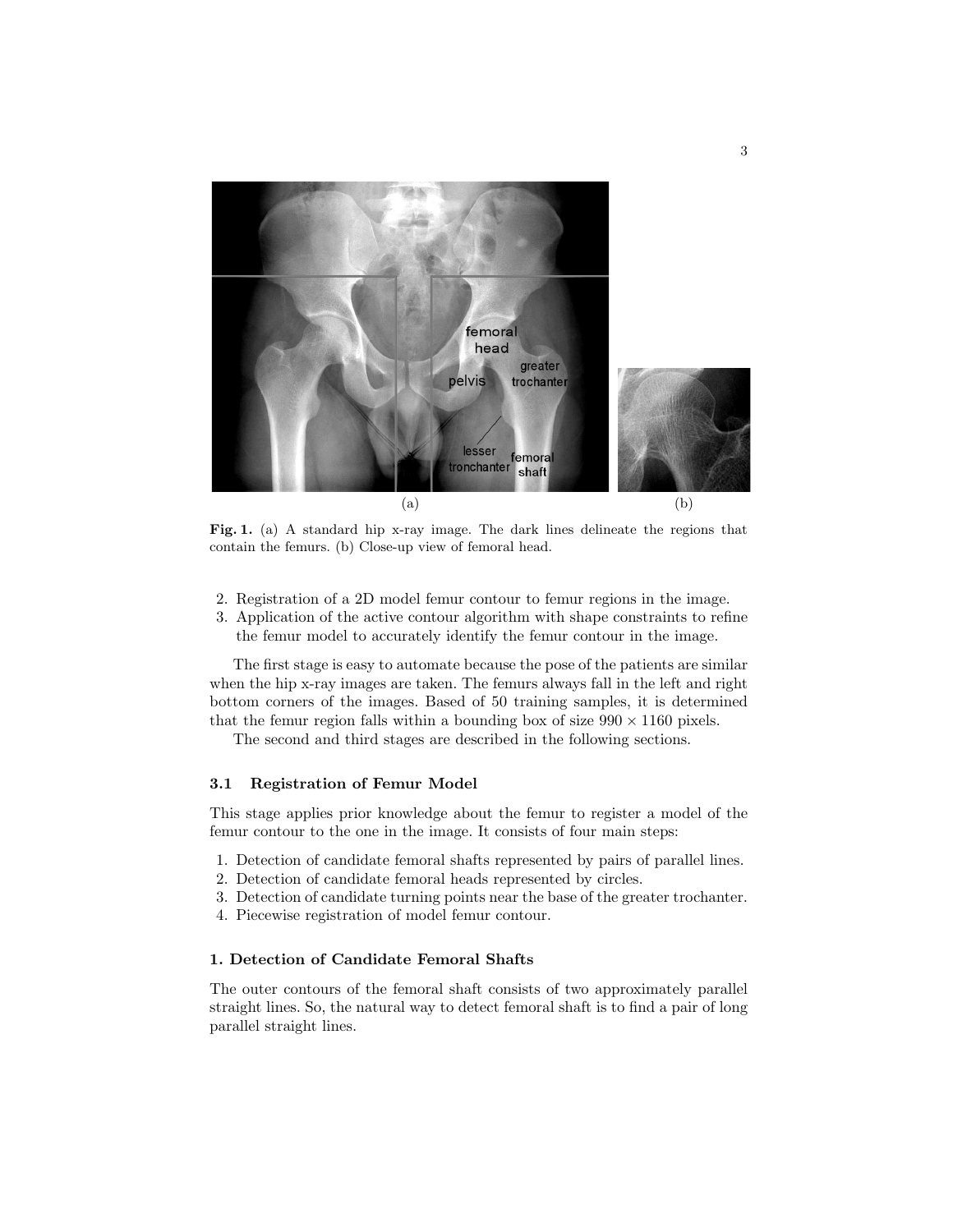**Fig. 1.** (a) A standard hip x-ray image. The dark lines delineate the regions that contain the femurs. (b) Close-up view of femoral head.

2. Registration of a 2D model femur contour to femur regions in the image.
3. Application of the active contour algorithm with shape constraints to refine the femur model to accurately identify the femur contour in the image.

The first stage is easy to automate because the pose of the patients are similar when the hip x-ray images are taken. The femurs always fall in the left and right bottom corners of the images. Based of 50 training samples, it is determined that the femur region falls within a bounding box of size $990 \times 1160$ pixels.

The second and third stages are described in the following sections.

### 3.1 Registration of Femur Model

This stage applies prior knowledge about the femur to register a model of the femur contour to the one in the image. It consists of four main steps:

1. Detection of candidate femoral shafts represented by pairs of parallel lines.
2. Detection of candidate femoral heads represented by circles.
3. Detection of candidate turning points near the base of the greater trochanter.
4. Piecewise registration of model femur contour.

**1. Detection of Candidate Femoral Shafts**

The outer contours of the femoral shaft consists of two approximately parallel straight lines. So, the natural way to detect femoral shaft is to find a pair of long parallel straight lines.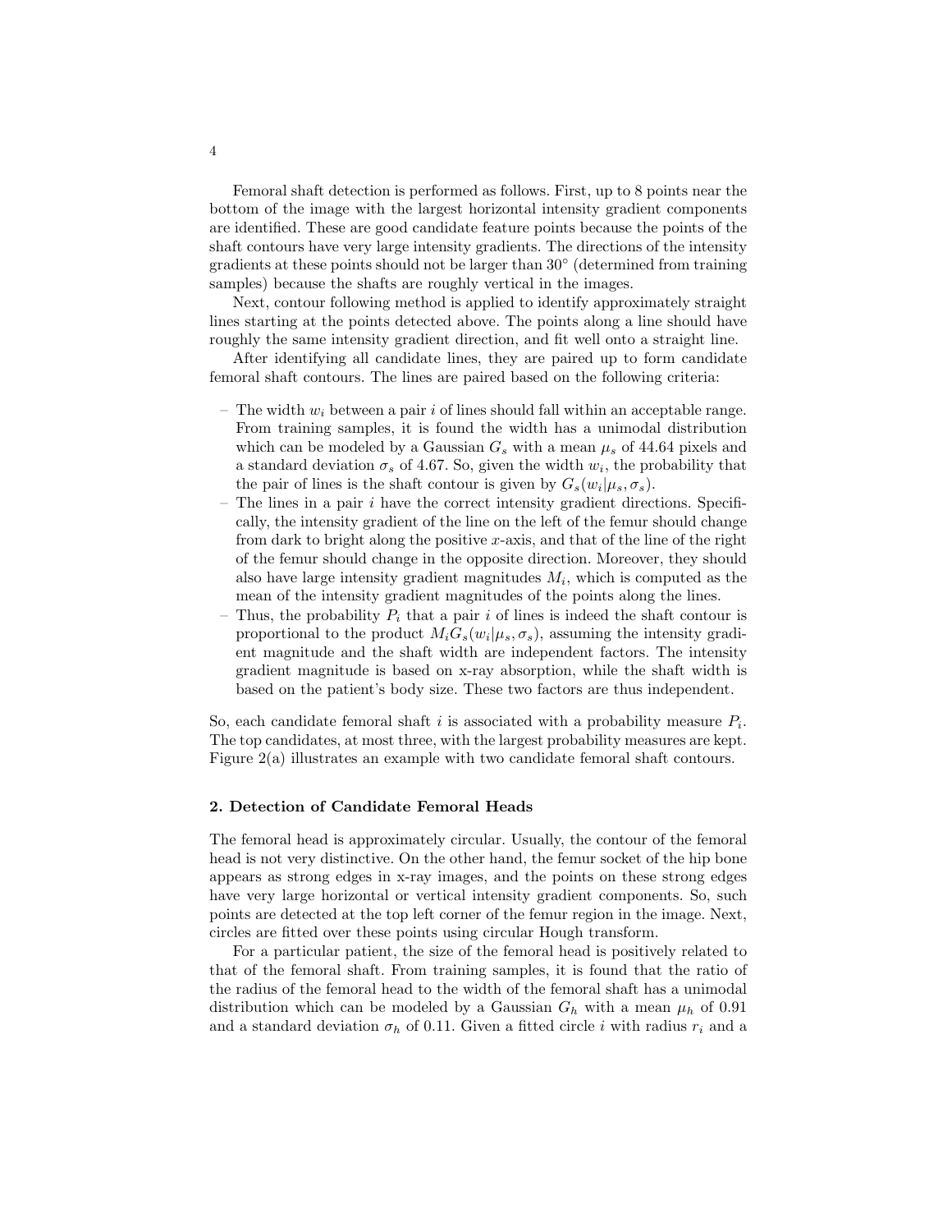Femoral shaft detection is performed as follows. First, up to 8 points near the bottom of the image with the largest horizontal intensity gradient components are identified. These are good candidate feature points because the points of the shaft contours have very large intensity gradients. The directions of the intensity gradients at these points should not be larger than 30° (determined from training samples) because the shafts are roughly vertical in the images.

Next, contour following method is applied to identify approximately straight lines starting at the points detected above. The points along a line should have roughly the same intensity gradient direction, and fit well onto a straight line.

After identifying all candidate lines, they are paired up to form candidate femoral shaft contours. The lines are paired based on the following criteria:

- The width $w_i$ between a pair $i$ of lines should fall within an acceptable range. From training samples, it is found the width has a unimodal distribution which can be modeled by a Gaussian $G_s$ with a mean $\mu_s$ of 44.64 pixels and a standard deviation $\sigma_s$ of 4.67. So, given the width $w_i$, the probability that the pair of lines is the shaft contour is given by $G_s(w_i|\mu_s, \sigma_s)$.
- The lines in a pair $i$ have the correct intensity gradient directions. Specifically, the intensity gradient of the line on the left of the femur should change from dark to bright along the positive $x$-axis, and that of the line of the right of the femur should change in the opposite direction. Moreover, they should also have large intensity gradient magnitudes $M_i$, which is computed as the mean of the intensity gradient magnitudes of the points along the lines.
- Thus, the probability $P_i$ that a pair $i$ of lines is indeed the shaft contour is proportional to the product $M_i G_s(w_i|\mu_s, \sigma_s)$, assuming the intensity gradient magnitude and the shaft width are independent factors. The intensity gradient magnitude is based on x-ray absorption, while the shaft width is based on the patient's body size. These two factors are thus independent.

So, each candidate femoral shaft $i$ is associated with a probability measure $P_i$. The top candidates, at most three, with the largest probability measures are kept. Figure 2(a) illustrates an example with two candidate femoral shaft contours.

**2. Detection of Candidate Femoral Heads**

The femoral head is approximately circular. Usually, the contour of the femoral head is not very distinctive. On the other hand, the femur socket of the hip bone appears as strong edges in x-ray images, and the points on these strong edges have very large horizontal or vertical intensity gradient components. So, such points are detected at the top left corner of the femur region in the image. Next, circles are fitted over these points using circular Hough transform.

For a particular patient, the size of the femoral head is positively related to that of the femoral shaft. From training samples, it is found that the ratio of the radius of the femoral head to the width of the femoral shaft has a unimodal distribution which can be modeled by a Gaussian $G_h$ with a mean $\mu_h$ of 0.91 and a standard deviation $\sigma_h$ of 0.11. Given a fitted circle $i$ with radius $r_i$ and a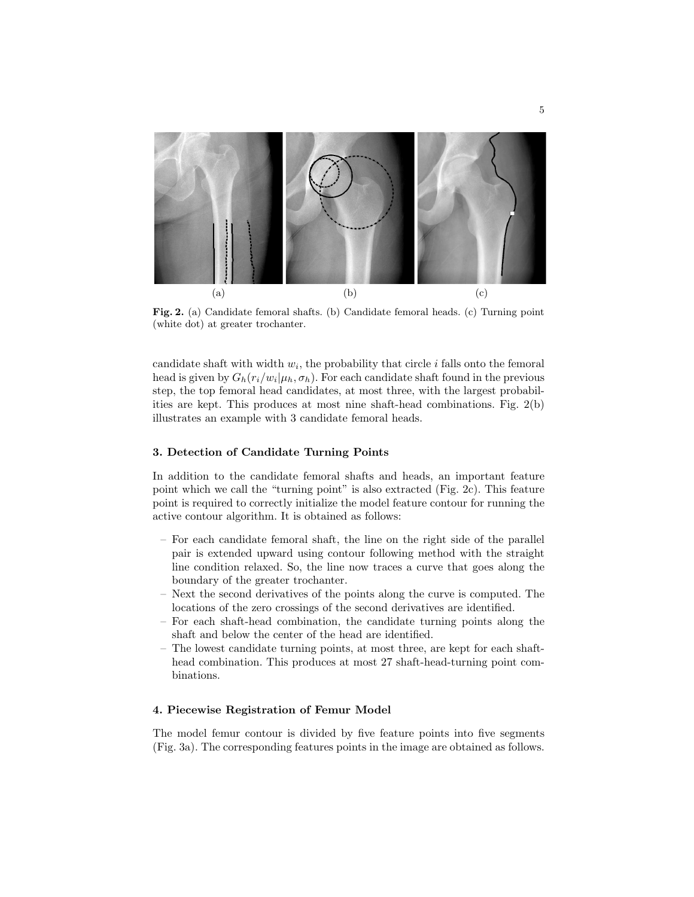(a) (b) (c)

**Fig. 2.** (a) Candidate femoral shafts. (b) Candidate femoral heads. (c) Turning point (white dot) at greater trochanter.

candidate shaft with width $w_i$, the probability that circle $i$ falls onto the femoral head is given by $G_h(r_i/w_i|\mu_h, \sigma_h)$. For each candidate shaft found in the previous step, the top femoral head candidates, at most three, with the largest probabilities are kept. This produces at most nine shaft-head combinations. Fig. 2(b) illustrates an example with 3 candidate femoral heads.

#### 3. Detection of Candidate Turning Points

In addition to the candidate femoral shafts and heads, an important feature point which we call the "turning point" is also extracted (Fig. 2c). This feature point is required to correctly initialize the model feature contour for running the active contour algorithm. It is obtained as follows:

- For each candidate femoral shaft, the line on the right side of the parallel pair is extended upward using contour following method with the straight line condition relaxed. So, the line now traces a curve that goes along the boundary of the greater trochanter.
- Next the second derivatives of the points along the curve is computed. The locations of the zero crossings of the second derivatives are identified.
- For each shaft-head combination, the candidate turning points along the shaft and below the center of the head are identified.
- The lowest candidate turning points, at most three, are kept for each shaft-head combination. This produces at most 27 shaft-head-turning point combinations.

#### 4. Piecewise Registration of Femur Model

The model femur contour is divided by five feature points into five segments (Fig. 3a). The corresponding features points in the image are obtained as follows.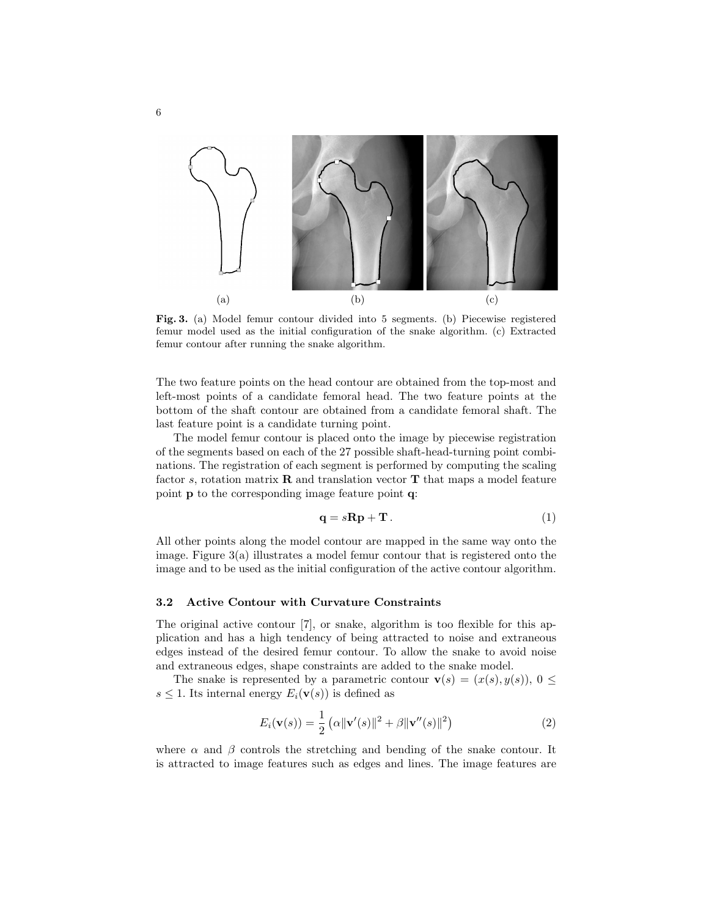(a) (b) (c)

**Fig. 3.** (a) Model femur contour divided into 5 segments. (b) Piecewise registered femur model used as the initial configuration of the snake algorithm. (c) Extracted femur contour after running the snake algorithm.

The two feature points on the head contour are obtained from the top-most and left-most points of a candidate femoral head. The two feature points at the bottom of the shaft contour are obtained from a candidate femoral shaft. The last feature point is a candidate turning point.

The model femur contour is placed onto the image by piecewise registration of the segments based on each of the 27 possible shaft-head-turning point combinations. The registration of each segment is performed by computing the scaling factor $s$, rotation matrix $\mathbf{R}$ and translation vector $\mathbf{T}$ that maps a model feature point $\mathbf{p}$ to the corresponding image feature point $\mathbf{q}$:

$$\mathbf{q} = s\mathbf{R}\mathbf{p} + \mathbf{T}\,. \tag{1}$$

All other points along the model contour are mapped in the same way onto the image. Figure 3(a) illustrates a model femur contour that is registered onto the image and to be used as the initial configuration of the active contour algorithm.

### 3.2 Active Contour with Curvature Constraints

The original active contour [7], or snake, algorithm is too flexible for this application and has a high tendency of being attracted to noise and extraneous edges instead of the desired femur contour. To allow the snake to avoid noise and extraneous edges, shape constraints are added to the snake model.

The snake is represented by a parametric contour $\mathbf{v}(s) = (x(s), y(s))$, $0 \leq s \leq 1$. Its internal energy $E_i(\mathbf{v}(s))$ is defined as

$$E_i(\mathbf{v}(s)) = \frac{1}{2}\left(\alpha\|\mathbf{v}'(s)\|^2 + \beta\|\mathbf{v}''(s)\|^2\right) \tag{2}$$

where $\alpha$ and $\beta$ controls the stretching and bending of the snake contour. It is attracted to image features such as edges and lines. The image features are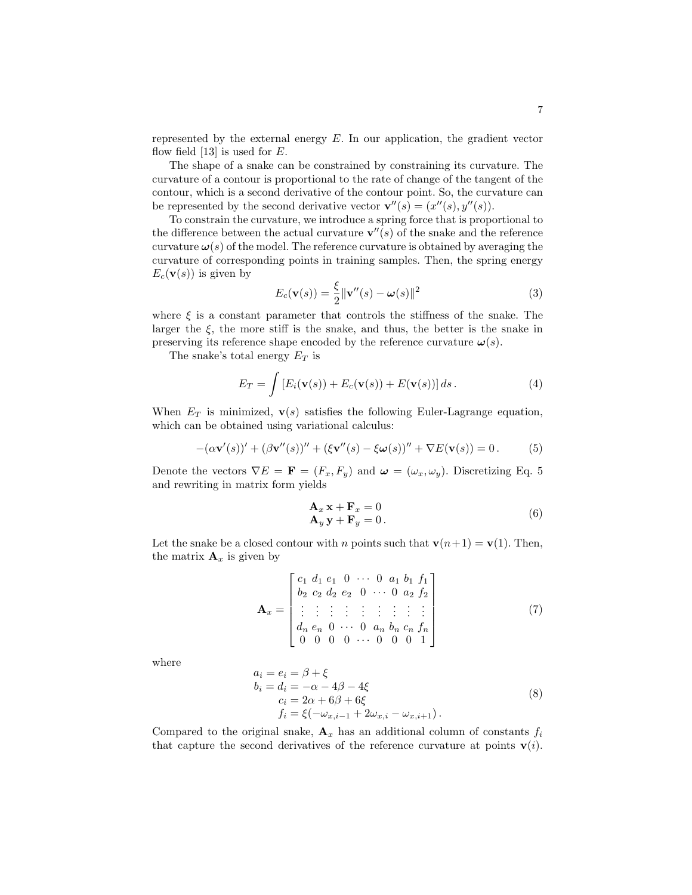represented by the external energy $E$. In our application, the gradient vector flow field [13] is used for $E$.

The shape of a snake can be constrained by constraining its curvature. The curvature of a contour is proportional to the rate of change of the tangent of the contour, which is a second derivative of the contour point. So, the curvature can be represented by the second derivative vector $\mathbf{v}''(s) = (x''(s), y''(s))$.

To constrain the curvature, we introduce a spring force that is proportional to the difference between the actual curvature $\mathbf{v}''(s)$ of the snake and the reference curvature $\boldsymbol{\omega}(s)$ of the model. The reference curvature is obtained by averaging the curvature of corresponding points in training samples. Then, the spring energy $E_c(\mathbf{v}(s))$ is given by

$$E_c(\mathbf{v}(s)) = \frac{\xi}{2} \|\mathbf{v}''(s) - \boldsymbol{\omega}(s)\|^2 \tag{3}$$

where $\xi$ is a constant parameter that controls the stiffness of the snake. The larger the $\xi$, the more stiff is the snake, and thus, the better is the snake in preserving its reference shape encoded by the reference curvature $\boldsymbol{\omega}(s)$.

The snake's total energy $E_T$ is

$$E_T = \int \left[ E_i(\mathbf{v}(s)) + E_c(\mathbf{v}(s)) + E(\mathbf{v}(s)) \right] ds \,. \tag{4}$$

When $E_T$ is minimized, $\mathbf{v}(s)$ satisfies the following Euler-Lagrange equation, which can be obtained using variational calculus:

$$-(\alpha \mathbf{v}'(s))' + (\beta \mathbf{v}''(s))'' + (\xi \mathbf{v}''(s) - \xi \boldsymbol{\omega}(s))'' + \nabla E(\mathbf{v}(s)) = 0 \,. \tag{5}$$

Denote the vectors $\nabla E = \mathbf{F} = (F_x, F_y)$ and $\boldsymbol{\omega} = (\omega_x, \omega_y)$. Discretizing Eq. 5 and rewriting in matrix form yields

$$\begin{aligned} \mathbf{A}_x \, \mathbf{x} + \mathbf{F}_x &= 0 \\ \mathbf{A}_y \, \mathbf{y} + \mathbf{F}_y &= 0 \,. \end{aligned} \tag{6}$$

Let the snake be a closed contour with $n$ points such that $\mathbf{v}(n+1) = \mathbf{v}(1)$. Then, the matrix $\mathbf{A}_x$ is given by

$$\mathbf{A}_x = \begin{bmatrix} c_1 & d_1 & e_1 & 0 & \cdots & 0 & a_1 & b_1 & f_1 \\ b_2 & c_2 & d_2 & e_2 & 0 & \cdots & 0 & a_2 & f_2 \\ \vdots & \vdots & \vdots & \vdots & \vdots & \vdots & \vdots & \vdots & \vdots \\ d_n & e_n & 0 & \cdots & 0 & a_n & b_n & c_n & f_n \\ 0 & 0 & 0 & 0 & \cdots & 0 & 0 & 0 & 1 \end{bmatrix} \tag{7}$$

where

$$\begin{aligned} a_i = e_i &= \beta + \xi \\ b_i = d_i &= -\alpha - 4\beta - 4\xi \\ c_i &= 2\alpha + 6\beta + 6\xi \\ f_i &= \xi(-\omega_{x,i-1} + 2\omega_{x,i} - \omega_{x,i+1}) \,. \end{aligned} \tag{8}$$

Compared to the original snake, $\mathbf{A}_x$ has an additional column of constants $f_i$ that capture the second derivatives of the reference curvature at points $\mathbf{v}(i)$.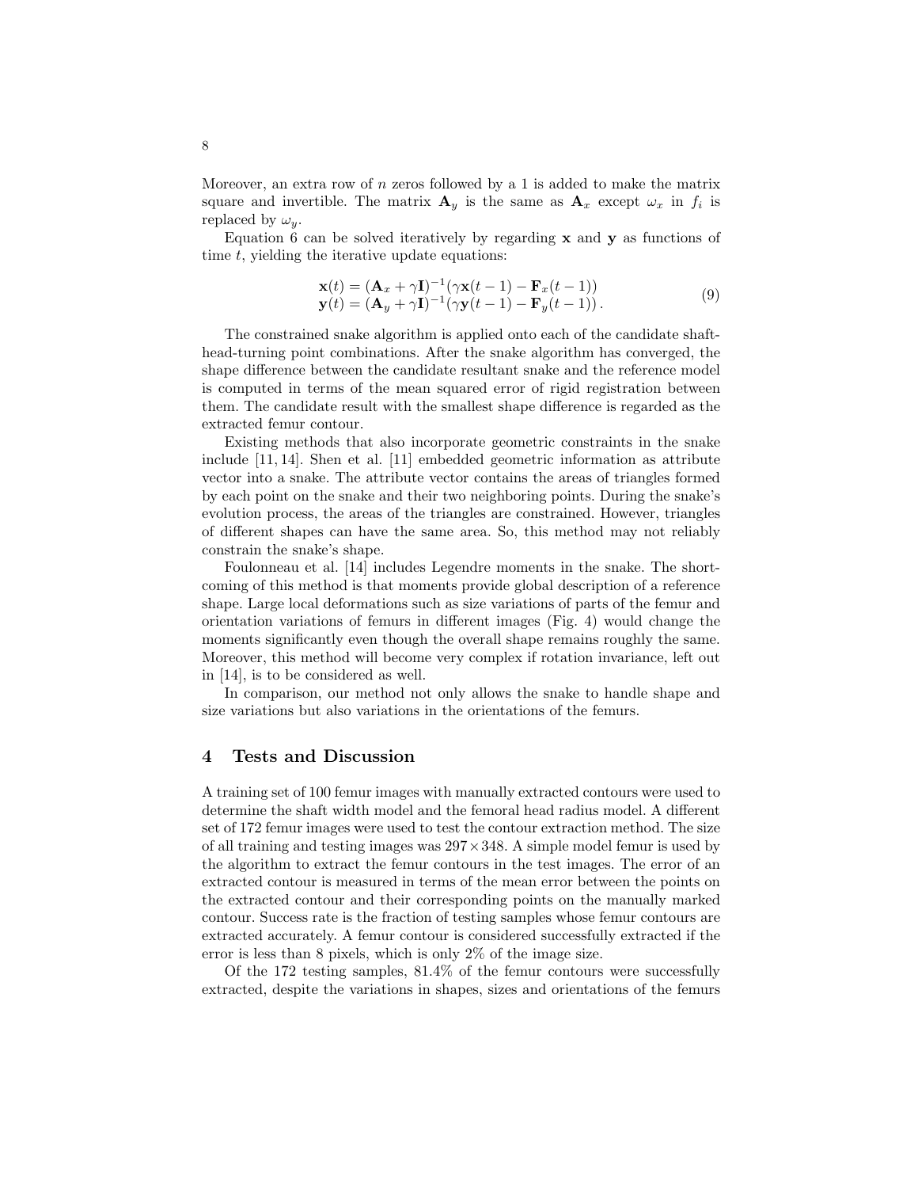Moreover, an extra row of $n$ zeros followed by a 1 is added to make the matrix square and invertible. The matrix $\mathbf{A}_y$ is the same as $\mathbf{A}_x$ except $\omega_x$ in $f_i$ is replaced by $\omega_y$.

Equation 6 can be solved iteratively by regarding $\mathbf{x}$ and $\mathbf{y}$ as functions of time $t$, yielding the iterative update equations:

$$
\begin{aligned}
\mathbf{x}(t) &= (\mathbf{A}_x + \gamma \mathbf{I})^{-1}(\gamma \mathbf{x}(t-1) - \mathbf{F}_x(t-1)) \\
\mathbf{y}(t) &= (\mathbf{A}_y + \gamma \mathbf{I})^{-1}(\gamma \mathbf{y}(t-1) - \mathbf{F}_y(t-1)) .
\end{aligned}
\tag{9}
$$

The constrained snake algorithm is applied onto each of the candidate shaft-head-turning point combinations. After the snake algorithm has converged, the shape difference between the candidate resultant snake and the reference model is computed in terms of the mean squared error of rigid registration between them. The candidate result with the smallest shape difference is regarded as the extracted femur contour.

Existing methods that also incorporate geometric constraints in the snake include [11, 14]. Shen et al. [11] embedded geometric information as attribute vector into a snake. The attribute vector contains the areas of triangles formed by each point on the snake and their two neighboring points. During the snake's evolution process, the areas of the triangles are constrained. However, triangles of different shapes can have the same area. So, this method may not reliably constrain the snake's shape.

Foulonneau et al. [14] includes Legendre moments in the snake. The shortcoming of this method is that moments provide global description of a reference shape. Large local deformations such as size variations of parts of the femur and orientation variations of femurs in different images (Fig. 4) would change the moments significantly even though the overall shape remains roughly the same. Moreover, this method will become very complex if rotation invariance, left out in [14], is to be considered as well.

In comparison, our method not only allows the snake to handle shape and size variations but also variations in the orientations of the femurs.

## 4 Tests and Discussion

A training set of 100 femur images with manually extracted contours were used to determine the shaft width model and the femoral head radius model. A different set of 172 femur images were used to test the contour extraction method. The size of all training and testing images was $297 \times 348$. A simple model femur is used by the algorithm to extract the femur contours in the test images. The error of an extracted contour is measured in terms of the mean error between the points on the extracted contour and their corresponding points on the manually marked contour. Success rate is the fraction of testing samples whose femur contours are extracted accurately. A femur contour is considered successfully extracted if the error is less than 8 pixels, which is only 2% of the image size.

Of the 172 testing samples, 81.4% of the femur contours were successfully extracted, despite the variations in shapes, sizes and orientations of the femurs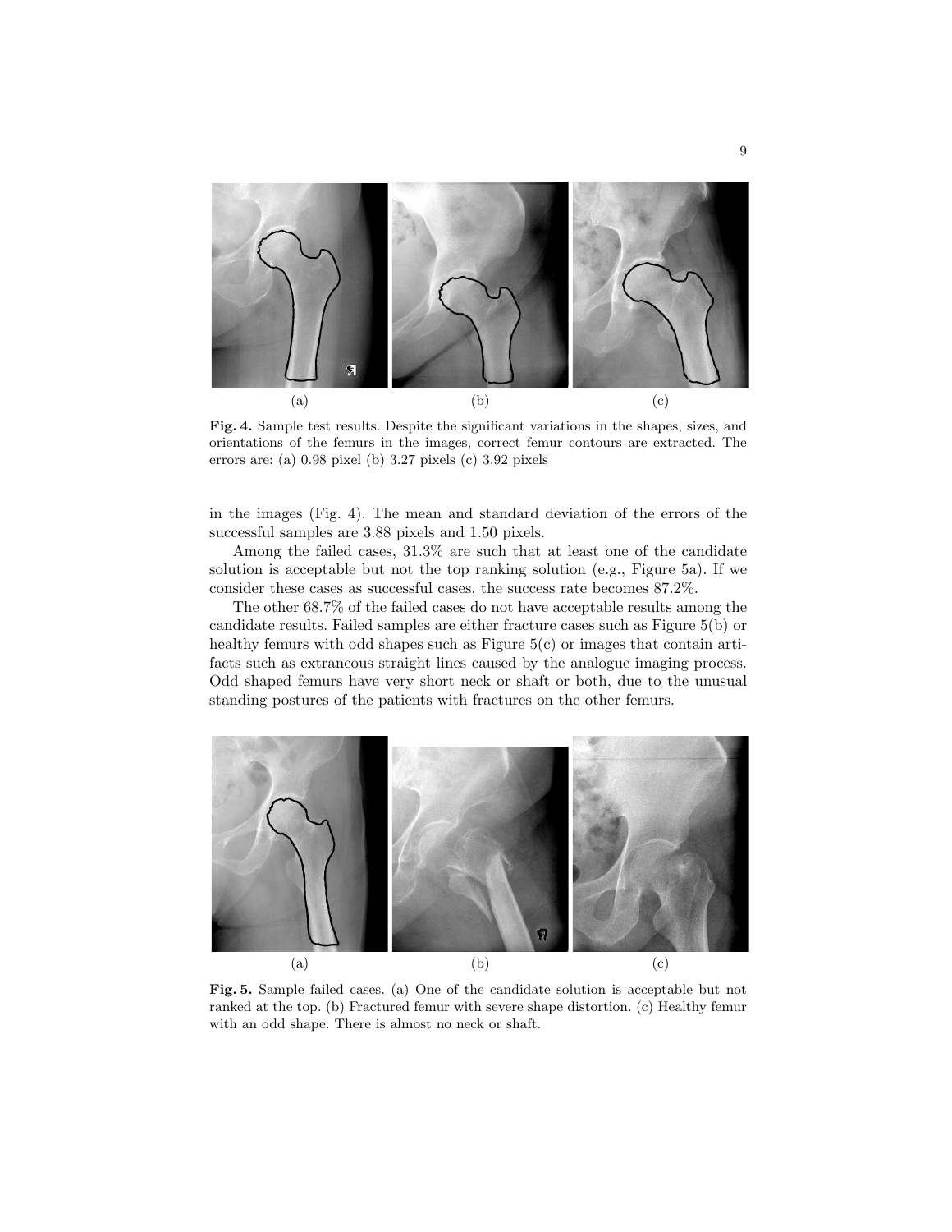(a) (b) (c)

**Fig. 4.** Sample test results. Despite the significant variations in the shapes, sizes, and orientations of the femurs in the images, correct femur contours are extracted. The errors are: (a) 0.98 pixel (b) 3.27 pixels (c) 3.92 pixels

in the images (Fig. 4). The mean and standard deviation of the errors of the successful samples are 3.88 pixels and 1.50 pixels.

Among the failed cases, 31.3% are such that at least one of the candidate solution is acceptable but not the top ranking solution (e.g., Figure 5a). If we consider these cases as successful cases, the success rate becomes 87.2%.

The other 68.7% of the failed cases do not have acceptable results among the candidate results. Failed samples are either fracture cases such as Figure 5(b) or healthy femurs with odd shapes such as Figure 5(c) or images that contain artifacts such as extraneous straight lines caused by the analogue imaging process. Odd shaped femurs have very short neck or shaft or both, due to the unusual standing postures of the patients with fractures on the other femurs.

(a) (b) (c)

**Fig. 5.** Sample failed cases. (a) One of the candidate solution is acceptable but not ranked at the top. (b) Fractured femur with severe shape distortion. (c) Healthy femur with an odd shape. There is almost no neck or shaft.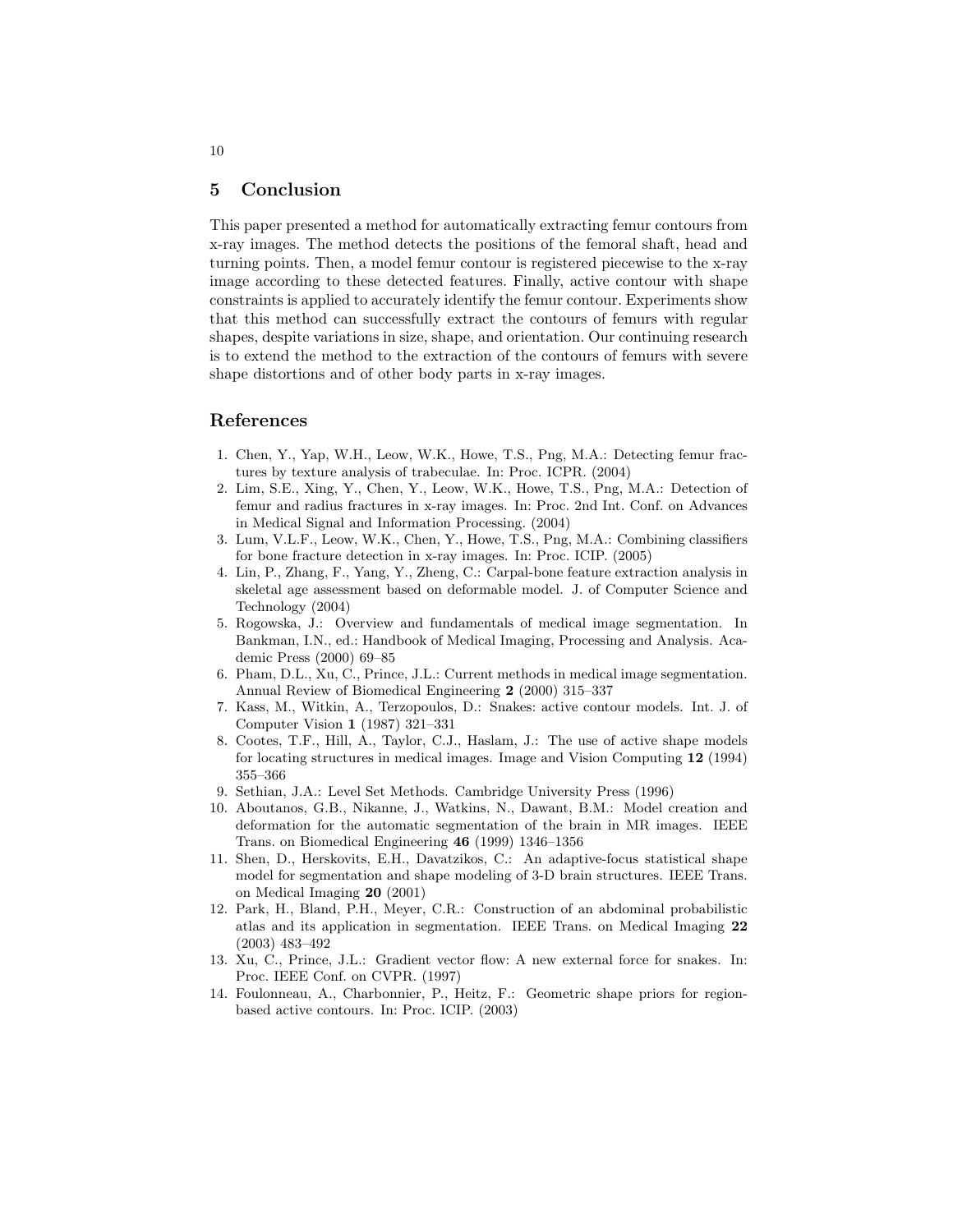## 5 Conclusion

This paper presented a method for automatically extracting femur contours from x-ray images. The method detects the positions of the femoral shaft, head and turning points. Then, a model femur contour is registered piecewise to the x-ray image according to these detected features. Finally, active contour with shape constraints is applied to accurately identify the femur contour. Experiments show that this method can successfully extract the contours of femurs with regular shapes, despite variations in size, shape, and orientation. Our continuing research is to extend the method to the extraction of the contours of femurs with severe shape distortions and of other body parts in x-ray images.

## References

1. Chen, Y., Yap, W.H., Leow, W.K., Howe, T.S., Png, M.A.: Detecting femur fractures by texture analysis of trabeculae. In: Proc. ICPR. (2004)
2. Lim, S.E., Xing, Y., Chen, Y., Leow, W.K., Howe, T.S., Png, M.A.: Detection of femur and radius fractures in x-ray images. In: Proc. 2nd Int. Conf. on Advances in Medical Signal and Information Processing. (2004)
3. Lum, V.L.F., Leow, W.K., Chen, Y., Howe, T.S., Png, M.A.: Combining classifiers for bone fracture detection in x-ray images. In: Proc. ICIP. (2005)
4. Lin, P., Zhang, F., Yang, Y., Zheng, C.: Carpal-bone feature extraction analysis in skeletal age assessment based on deformable model. J. of Computer Science and Technology (2004)
5. Rogowska, J.: Overview and fundamentals of medical image segmentation. In Bankman, I.N., ed.: Handbook of Medical Imaging, Processing and Analysis. Academic Press (2000) 69–85
6. Pham, D.L., Xu, C., Prince, J.L.: Current methods in medical image segmentation. Annual Review of Biomedical Engineering **2** (2000) 315–337
7. Kass, M., Witkin, A., Terzopoulos, D.: Snakes: active contour models. Int. J. of Computer Vision **1** (1987) 321–331
8. Cootes, T.F., Hill, A., Taylor, C.J., Haslam, J.: The use of active shape models for locating structures in medical images. Image and Vision Computing **12** (1994) 355–366
9. Sethian, J.A.: Level Set Methods. Cambridge University Press (1996)
10. Aboutanos, G.B., Nikanne, J., Watkins, N., Dawant, B.M.: Model creation and deformation for the automatic segmentation of the brain in MR images. IEEE Trans. on Biomedical Engineering **46** (1999) 1346–1356
11. Shen, D., Herskovits, E.H., Davatzikos, C.: An adaptive-focus statistical shape model for segmentation and shape modeling of 3-D brain structures. IEEE Trans. on Medical Imaging **20** (2001)
12. Park, H., Bland, P.H., Meyer, C.R.: Construction of an abdominal probabilistic atlas and its application in segmentation. IEEE Trans. on Medical Imaging **22** (2003) 483–492
13. Xu, C., Prince, J.L.: Gradient vector flow: A new external force for snakes. In: Proc. IEEE Conf. on CVPR. (1997)
14. Foulonneau, A., Charbonnier, P., Heitz, F.: Geometric shape priors for region-based active contours. In: Proc. ICIP. (2003)